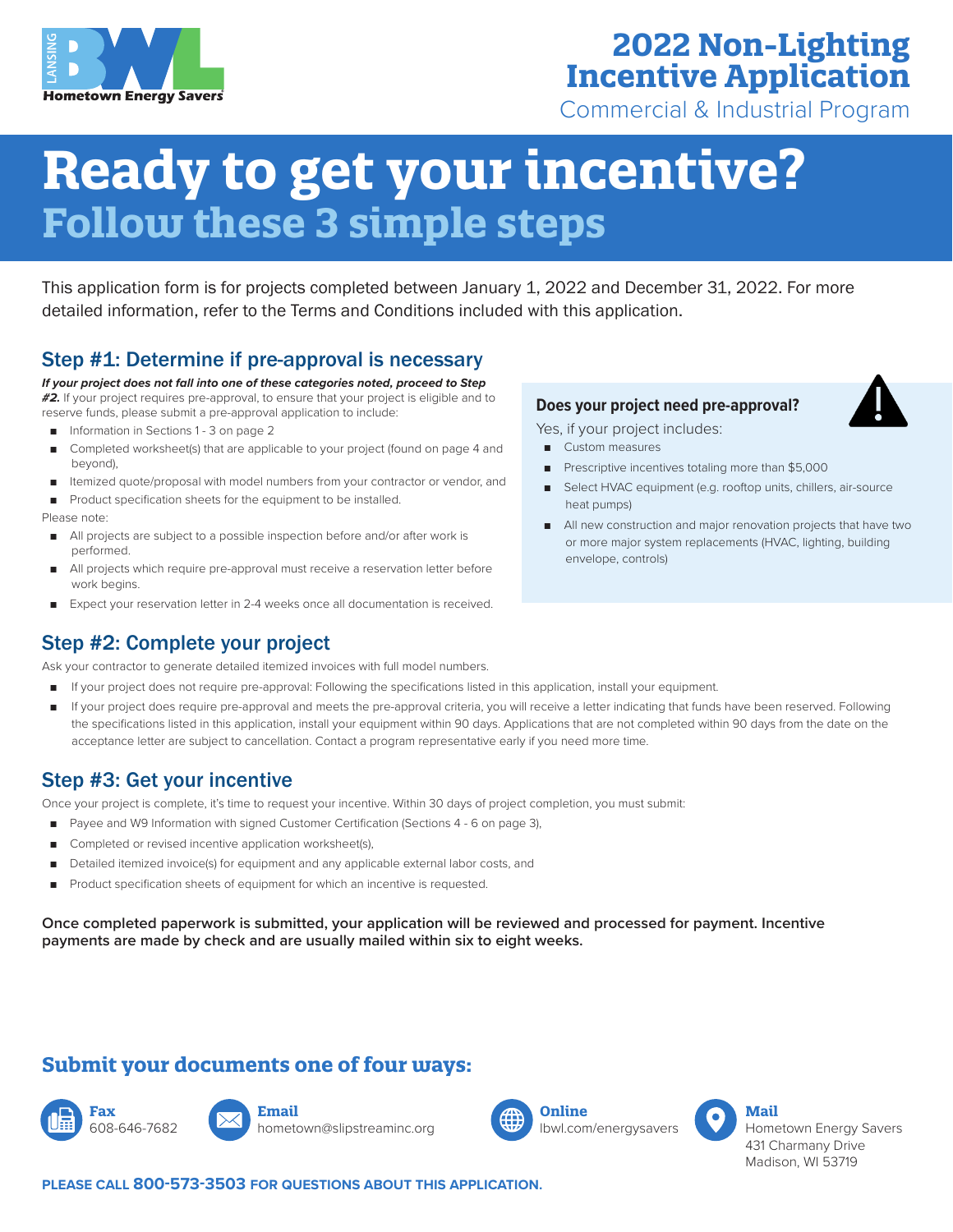LANSING BWL Hometown Energy Savers

# 2022 Non-Lighting Incentive Application

Commercial & Industrial Program

# Ready to get your incentive?

## Follow these 3 simple steps

This application form is for projects completed between January 1, 2022 and December 31, 2022. For more detailed information, refer to the Terms and Conditions included with this application.

### Step #1: Determine if pre-approval is necessary

***If your project does not fall into one of these categories noted, proceed to Step #2.*** If your project requires pre-approval, to ensure that your project is eligible and to reserve funds, please submit a pre-approval application to include:

- Information in Sections 1 - 3 on page 2
- Completed worksheet(s) that are applicable to your project (found on page 4 and beyond),
- Itemized quote/proposal with model numbers from your contractor or vendor, and
- Product specification sheets for the equipment to be installed.

Please note:

- All projects are subject to a possible inspection before and/or after work is performed.
- All projects which require pre-approval must receive a reservation letter before work begins.
- Expect your reservation letter in 2-4 weeks once all documentation is received.

**Does your project need pre-approval?**

Yes, if your project includes:

- Custom measures
- Prescriptive incentives totaling more than $5,000
- Select HVAC equipment (e.g. rooftop units, chillers, air-source heat pumps)
- All new construction and major renovation projects that have two or more major system replacements (HVAC, lighting, building envelope, controls)

### Step #2: Complete your project

Ask your contractor to generate detailed itemized invoices with full model numbers.

- If your project does not require pre-approval: Following the specifications listed in this application, install your equipment.
- If your project does require pre-approval and meets the pre-approval criteria, you will receive a letter indicating that funds have been reserved. Following the specifications listed in this application, install your equipment within 90 days. Applications that are not completed within 90 days from the date on the acceptance letter are subject to cancellation. Contact a program representative early if you need more time.

### Step #3: Get your incentive

Once your project is complete, it's time to request your incentive. Within 30 days of project completion, you must submit:

- Payee and W9 Information with signed Customer Certification (Sections 4 - 6 on page 3),
- Completed or revised incentive application worksheet(s),
- Detailed itemized invoice(s) for equipment and any applicable external labor costs, and
- Product specification sheets of equipment for which an incentive is requested.

**Once completed paperwork is submitted, your application will be reviewed and processed for payment. Incentive payments are made by check and are usually mailed within six to eight weeks.**

## Submit your documents one of four ways:

**Fax**
608-646-7682

**Email**
hometown@slipstreaminc.org

**Online**
lbwl.com/energysavers

**Mail**
Hometown Energy Savers
431 Charmany Drive
Madison, WI 53719

**PLEASE CALL 800-573-3503 FOR QUESTIONS ABOUT THIS APPLICATION.**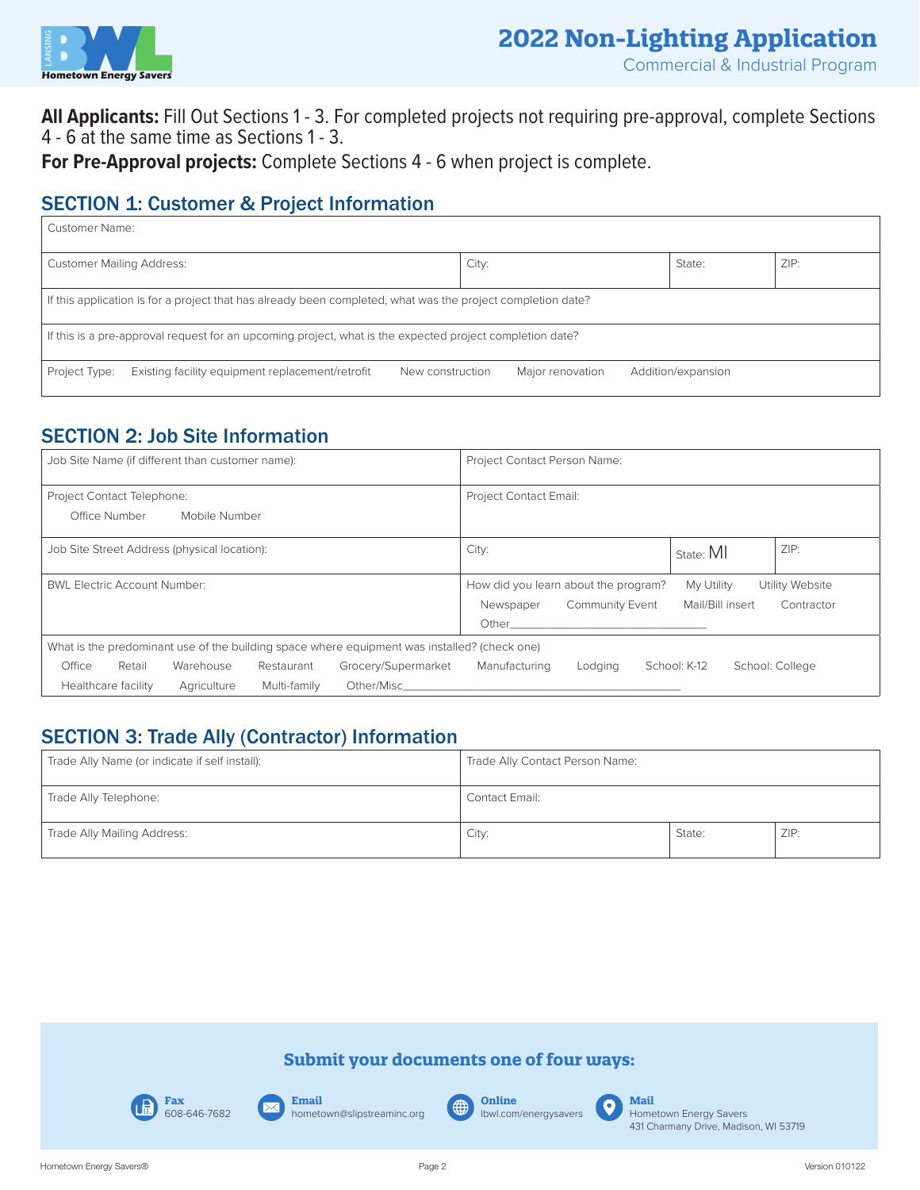# 2022 Non-Lighting Application

Commercial & Industrial Program

**All Applicants:** Fill Out Sections 1 - 3. For completed projects not requiring pre-approval, complete Sections 4 - 6 at the same time as Sections 1 - 3.

**For Pre-Approval projects:** Complete Sections 4 - 6 when project is complete.

## SECTION 1: Customer & Project Information

| Customer Name: | | | |
|---|---|---|---|
| Customer Mailing Address: | City: | State: | ZIP: |
| If this application is for a project that has already been completed, what was the project completion date? | | | |
| If this is a pre-approval request for an upcoming project, what is the expected project completion date? | | | |
| Project Type: Existing facility equipment replacement/retrofit  New construction  Major renovation  Addition/expansion | | | |

## SECTION 2: Job Site Information

| Job Site Name (if different than customer name): | Project Contact Person Name: | | |
|---|---|---|---|
| Project Contact Telephone: Office Number  Mobile Number | Project Contact Email: | | |
| Job Site Street Address (physical location): | City: | State: MI | ZIP: |
| BWL Electric Account Number: | How did you learn about the program? My Utility  Utility Website  Newspaper  Community Event  Mail/Bill insert  Contractor  Other_______________ | | |
| What is the predominant use of the building space where equipment was installed? (check one) Office  Retail  Warehouse  Restaurant  Grocery/Supermarket  Manufacturing  Lodging  School: K-12  School: College  Healthcare facility  Agriculture  Multi-family  Other/Misc_______________ | | | |

## SECTION 3: Trade Ally (Contractor) Information

| Trade Ally Name (or indicate if self install): | Trade Ally Contact Person Name: | | |
|---|---|---|---|
| Trade Ally Telephone: | Contact Email: | | |
| Trade Ally Mailing Address: | City: | State: | ZIP: |

### Submit your documents one of four ways:

- **Fax** 608-646-7682
- **Email** hometown@slipstreaminc.org
- **Online** lbwl.com/energysavers
- **Mail** Hometown Energy Savers, 431 Charmany Drive, Madison, WI 53719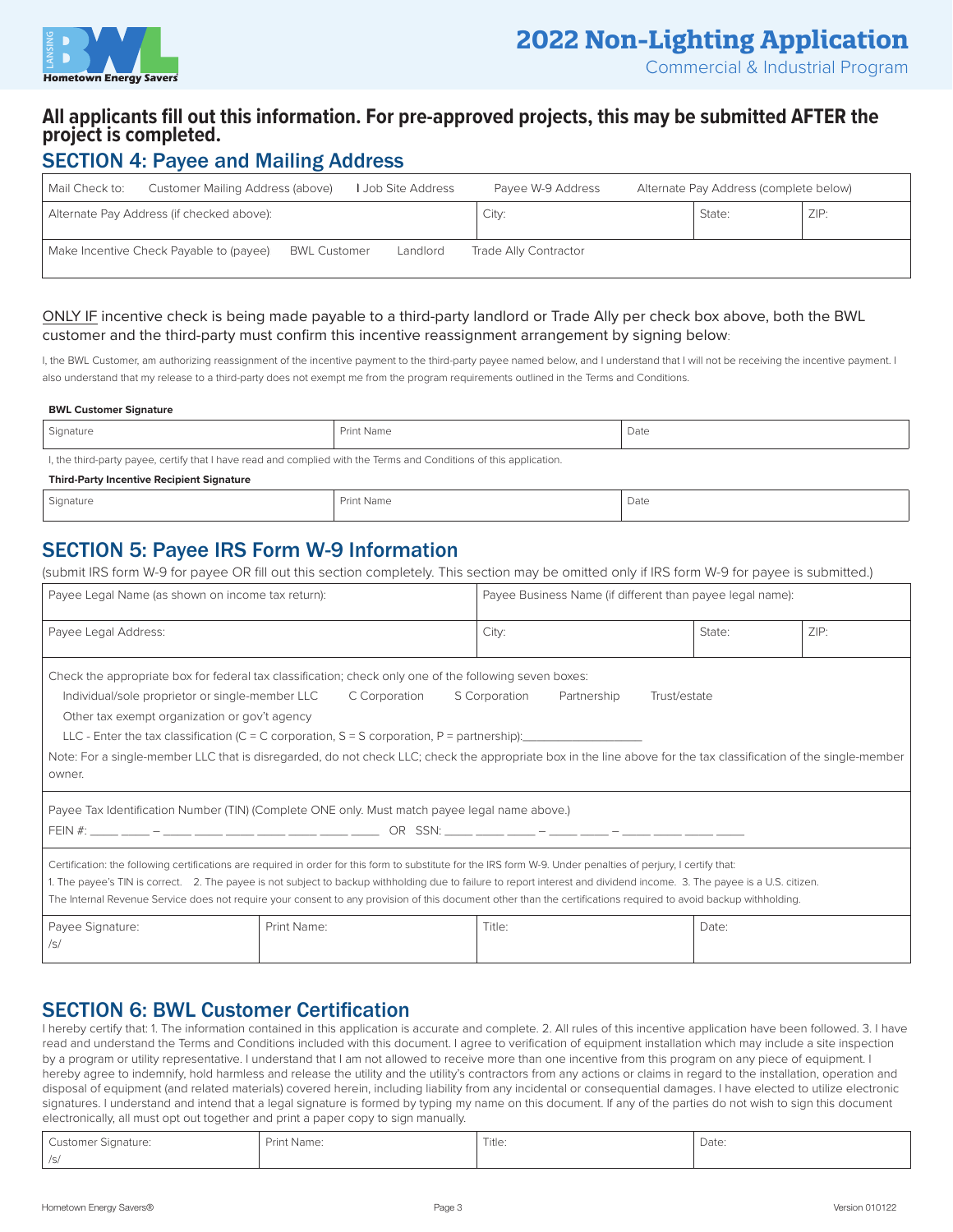# 2022 Non-Lighting Application

Commercial & Industrial Program

**All applicants fill out this information. For pre-approved projects, this may be submitted AFTER the project is completed.**

## SECTION 4: Payee and Mailing Address

| Mail Check to: Customer Mailing Address (above) Job Site Address Payee W-9 Address Alternate Pay Address (complete below) | | | |
|---|---|---|---|
| Alternate Pay Address (if checked above): | City: | State: | ZIP: |
| Make Incentive Check Payable to (payee) BWL Customer Landlord Trade Ally Contractor | | | |

ONLY IF incentive check is being made payable to a third-party landlord or Trade Ally per check box above, both the BWL customer and the third-party must confirm this incentive reassignment arrangement by signing below:

I, the BWL Customer, am authorizing reassignment of the incentive payment to the third-party payee named below, and I understand that I will not be receiving the incentive payment. I also understand that my release to a third-party does not exempt me from the program requirements outlined in the Terms and Conditions.

**BWL Customer Signature**

| Signature | Print Name | Date |
|---|---|---|

I, the third-party payee, certify that I have read and complied with the Terms and Conditions of this application.

**Third-Party Incentive Recipient Signature**

| Signature | Print Name | Date |
|---|---|---|

## SECTION 5: Payee IRS Form W-9 Information

(submit IRS form W-9 for payee OR fill out this section completely. This section may be omitted only if IRS form W-9 for payee is submitted.)

| Payee Legal Name (as shown on income tax return): | Payee Business Name (if different than payee legal name): | | |
|---|---|---|---|
| Payee Legal Address: | City: | State: | ZIP: |

Check the appropriate box for federal tax classification; check only one of the following seven boxes:

Individual/sole proprietor or single-member LLC C Corporation S Corporation Partnership Trust/estate

Other tax exempt organization or gov't agency

LLC - Enter the tax classification (C = C corporation, S = S corporation, P = partnership):_________________

Note: For a single-member LLC that is disregarded, do not check LLC; check the appropriate box in the line above for the tax classification of the single-member owner.

Payee Tax Identification Number (TIN) (Complete ONE only. Must match payee legal name above.)

FEIN #: ____ ____ – ____ ____ ____ ____ ____ ____ ____ OR SSN: ____ ____ ____ – ____ ____ – ____ ____ ____ ____

Certification: the following certifications are required in order for this form to substitute for the IRS form W-9. Under penalties of perjury, I certify that:
1. The payee's TIN is correct. 2. The payee is not subject to backup withholding due to failure to report interest and dividend income. 3. The payee is a U.S. citizen.
The Internal Revenue Service does not require your consent to any provision of this document other than the certifications required to avoid backup withholding.

| Payee Signature: /s/ | Print Name: | Title: | Date: |
|---|---|---|---|

## SECTION 6: BWL Customer Certification

I hereby certify that: 1. The information contained in this application is accurate and complete. 2. All rules of this incentive application have been followed. 3. I have read and understand the Terms and Conditions included with this document. I agree to verification of equipment installation which may include a site inspection by a program or utility representative. I understand that I am not allowed to receive more than one incentive from this program on any piece of equipment. I hereby agree to indemnify, hold harmless and release the utility and the utility's contractors from any actions or claims in regard to the installation, operation and disposal of equipment (and related materials) covered herein, including liability from any incidental or consequential damages. I have elected to utilize electronic signatures. I understand and intend that a legal signature is formed by typing my name on this document. If any of the parties do not wish to sign this document electronically, all must opt out together and print a paper copy to sign manually.

| Customer Signature: /s/ | Print Name: | Title: | Date: |
|---|---|---|---|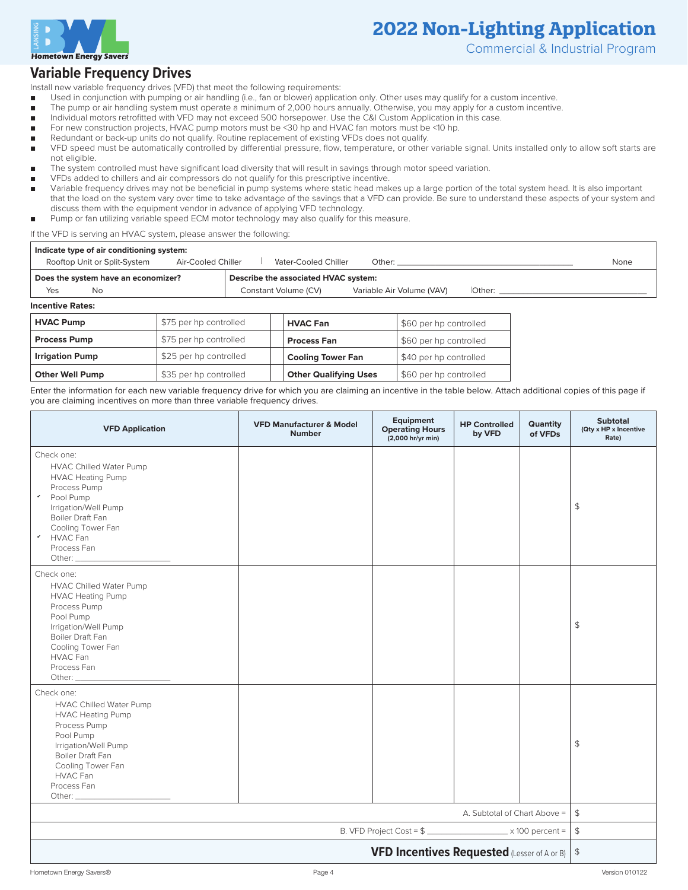# 2022 Non-Lighting Application

Commercial & Industrial Program

## Variable Frequency Drives

Install new variable frequency drives (VFD) that meet the following requirements:

- Used in conjunction with pumping or air handling (i.e., fan or blower) application only. Other uses may qualify for a custom incentive.
- The pump or air handling system must operate a minimum of 2,000 hours annually. Otherwise, you may apply for a custom incentive.
- Individual motors retrofitted with VFD may not exceed 500 horsepower. Use the C&I Custom Application in this case.
- For new construction projects, HVAC pump motors must be <30 hp and HVAC fan motors must be <10 hp.
- Redundant or back-up units do not qualify. Routine replacement of existing VFDs does not qualify.
- VFD speed must be automatically controlled by differential pressure, flow, temperature, or other variable signal. Units installed only to allow soft starts are not eligible.
- The system controlled must have significant load diversity that will result in savings through motor speed variation.
- VFDs added to chillers and air compressors do not qualify for this prescriptive incentive.
- Variable frequency drives may not be beneficial in pump systems where static head makes up a large portion of the total system head. It is also important that the load on the system vary over time to take advantage of the savings that a VFD can provide. Be sure to understand these aspects of your system and discuss them with the equipment vendor in advance of applying VFD technology.
- Pump or fan utilizing variable speed ECM motor technology may also qualify for this measure.

If the VFD is serving an HVAC system, please answer the following:

**Indicate type of air conditioning system:**
Rooftop Unit or Split-System | Air-Cooled Chiller | Water-Cooled Chiller | Other: ____________ | None

**Does the system have an economizer?** Yes | No

**Describe the associated HVAC system:** Constant Volume (CV) | Variable Air Volume (VAV) | Other: ____________

**Incentive Rates:**

| | | | |
|---|---|---|---|
| **HVAC Pump** | $75 per hp controlled | **HVAC Fan** | $60 per hp controlled |
| **Process Pump** | $75 per hp controlled | **Process Fan** | $60 per hp controlled |
| **Irrigation Pump** | $25 per hp controlled | **Cooling Tower Fan** | $40 per hp controlled |
| **Other Well Pump** | $35 per hp controlled | **Other Qualifying Uses** | $60 per hp controlled |

Enter the information for each new variable frequency drive for which you are claiming an incentive in the table below. Attach additional copies of this page if you are claiming incentives on more than three variable frequency drives.

| VFD Application | VFD Manufacturer & Model Number | Equipment Operating Hours (2,000 hr/yr min) | HP Controlled by VFD | Quantity of VFDs | Subtotal (Qty x HP x Incentive Rate) |
|---|---|---|---|---|---|
| Check one: HVAC Chilled Water Pump, HVAC Heating Pump, Process Pump, ✓ Pool Pump, Irrigation/Well Pump, Boiler Draft Fan, Cooling Tower Fan, ✓ HVAC Fan, Process Fan, Other: ____________ | | | | | $ |
| Check one: HVAC Chilled Water Pump, HVAC Heating Pump, Process Pump, Pool Pump, Irrigation/Well Pump, Boiler Draft Fan, Cooling Tower Fan, HVAC Fan, Process Fan, Other: ____________ | | | | | $ |
| Check one: HVAC Chilled Water Pump, HVAC Heating Pump, Process Pump, Pool Pump, Irrigation/Well Pump, Boiler Draft Fan, Cooling Tower Fan, HVAC Fan, Process Fan, Other: ____________ | | | | | $ |
| | | | | A. Subtotal of Chart Above = | $ |
| | | | B. VFD Project Cost = $ ____________ | x 100 percent = | $ |
| | | | | **VFD Incentives Requested** (Lesser of A or B) | $ |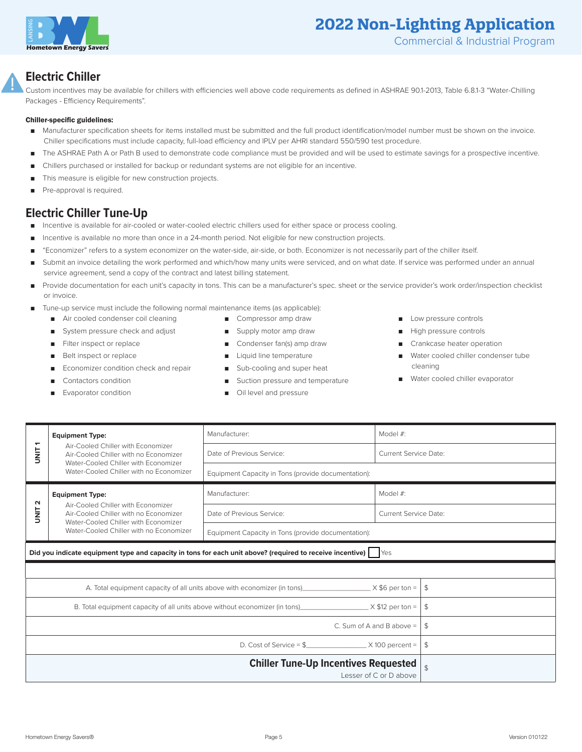# 2022 Non-Lighting Application

Commercial & Industrial Program

## Electric Chiller

Custom incentives may be available for chillers with efficiencies well above code requirements as defined in ASHRAE 90.1-2013, Table 6.8.1-3 "Water-Chilling Packages - Efficiency Requirements".

**Chiller-specific guidelines:**

- Manufacturer specification sheets for items installed must be submitted and the full product identification/model number must be shown on the invoice. Chiller specifications must include capacity, full-load efficiency and IPLV per AHRI standard 550/590 test procedure.
- The ASHRAE Path A or Path B used to demonstrate code compliance must be provided and will be used to estimate savings for a prospective incentive.
- Chillers purchased or installed for backup or redundant systems are not eligible for an incentive.
- This measure is eligible for new construction projects.
- Pre-approval is required.

## Electric Chiller Tune-Up

- Incentive is available for air-cooled or water-cooled electric chillers used for either space or process cooling.
- Incentive is available no more than once in a 24-month period. Not eligible for new construction projects.
- "Economizer" refers to a system economizer on the water-side, air-side, or both. Economizer is not necessarily part of the chiller itself.
- Submit an invoice detailing the work performed and which/how many units were serviced, and on what date. If service was performed under an annual service agreement, send a copy of the contract and latest billing statement.
- Provide documentation for each unit's capacity in tons. This can be a manufacturer's spec. sheet or the service provider's work order/inspection checklist or invoice.
- Tune-up service must include the following normal maintenance items (as applicable):
  - Air cooled condenser coil cleaning
  - System pressure check and adjust
  - Filter inspect or replace
  - Belt inspect or replace
  - Economizer condition check and repair
  - Contactors condition
  - Evaporator condition
  - Compressor amp draw
  - Supply motor amp draw
  - Condenser fan(s) amp draw
  - Liquid line temperature
  - Sub-cooling and super heat
  - Suction pressure and temperature
  - Oil level and pressure
  - Low pressure controls
  - High pressure controls
  - Crankcase heater operation
  - Water cooled chiller condenser tube cleaning
  - Water cooled chiller evaporator

| | Equipment Type | | |
|---|---|---|---|
| UNIT 1 | **Equipment Type:** Air-Cooled Chiller with Economizer / Air-Cooled Chiller with no Economizer / Water-Cooled Chiller with Economizer / Water-Cooled Chiller with no Economizer | Manufacturer: | Model #: |
| | | Date of Previous Service: | Current Service Date: |
| | | Equipment Capacity in Tons (provide documentation): | |
| UNIT 2 | **Equipment Type:** Air-Cooled Chiller with Economizer / Air-Cooled Chiller with no Economizer / Water-Cooled Chiller with Economizer / Water-Cooled Chiller with no Economizer | Manufacturer: | Model #: |
| | | Date of Previous Service: | Current Service Date: |
| | | Equipment Capacity in Tons (provide documentation): | |

**Did you indicate equipment type and capacity in tons for each unit above? (required to receive incentive)** ☐ Yes

| | |
|---|---|
| A. Total equipment capacity of all units above with economizer (in tons)________ X $6 per ton = | $ |
| B. Total equipment capacity of all units above without economizer (in tons)________ X $12 per ton = | $ |
| C. Sum of A and B above = | $ |
| D. Cost of Service = $________ X 100 percent = | $ |
| **Chiller Tune-Up Incentives Requested** Lesser of C or D above | $ |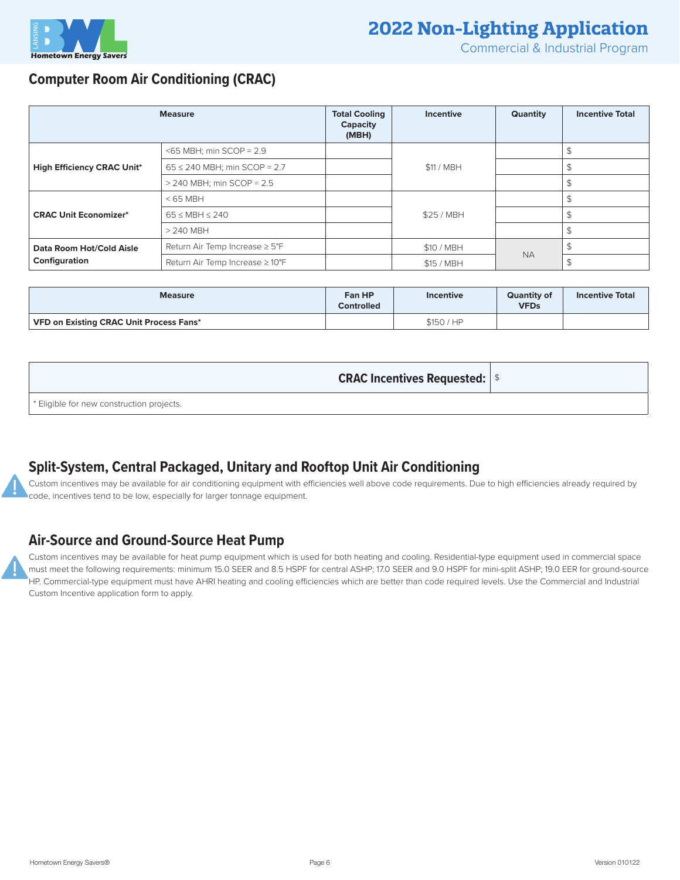## Computer Room Air Conditioning (CRAC)

| Measure | | Total Cooling Capacity (MBH) | Incentive | Quantity | Incentive Total |
|---|---|---|---|---|---|
| High Efficiency CRAC Unit* | <65 MBH; min SCOP = 2.9 | | $11 / MBH | | $ |
| | 65 ≤ 240 MBH; min SCOP = 2.7 | | | | $ |
| | > 240 MBH; min SCOP = 2.5 | | | | $ |
| CRAC Unit Economizer* | < 65 MBH | | $25 / MBH | | $ |
| | 65 ≤ MBH ≤ 240 | | | | $ |
| | > 240 MBH | | | | $ |
| Data Room Hot/Cold Aisle Configuration | Return Air Temp Increase ≥ 5°F | | $10 / MBH | NA | $ |
| | Return Air Temp Increase ≥ 10°F | | $15 / MBH | | $ |

| Measure | Fan HP Controlled | Incentive | Quantity of VFDs | Incentive Total |
|---|---|---|---|---|
| VFD on Existing CRAC Unit Process Fans* | | $150 / HP | | |

| CRAC Incentives Requested: | $ |
|---|---|
| * Eligible for new construction projects. | |

## Split-System, Central Packaged, Unitary and Rooftop Unit Air Conditioning

Custom incentives may be available for air conditioning equipment with efficiencies well above code requirements. Due to high efficiencies already required by code, incentives tend to be low, especially for larger tonnage equipment.

## Air-Source and Ground-Source Heat Pump

Custom incentives may be available for heat pump equipment which is used for both heating and cooling. Residential-type equipment used in commercial space must meet the following requirements: minimum 15.0 SEER and 8.5 HSPF for central ASHP; 17.0 SEER and 9.0 HSPF for mini-split ASHP; 19.0 EER for ground-source HP. Commercial-type equipment must have AHRI heating and cooling efficiencies which are better than code required levels. Use the Commercial and Industrial Custom Incentive application form to apply.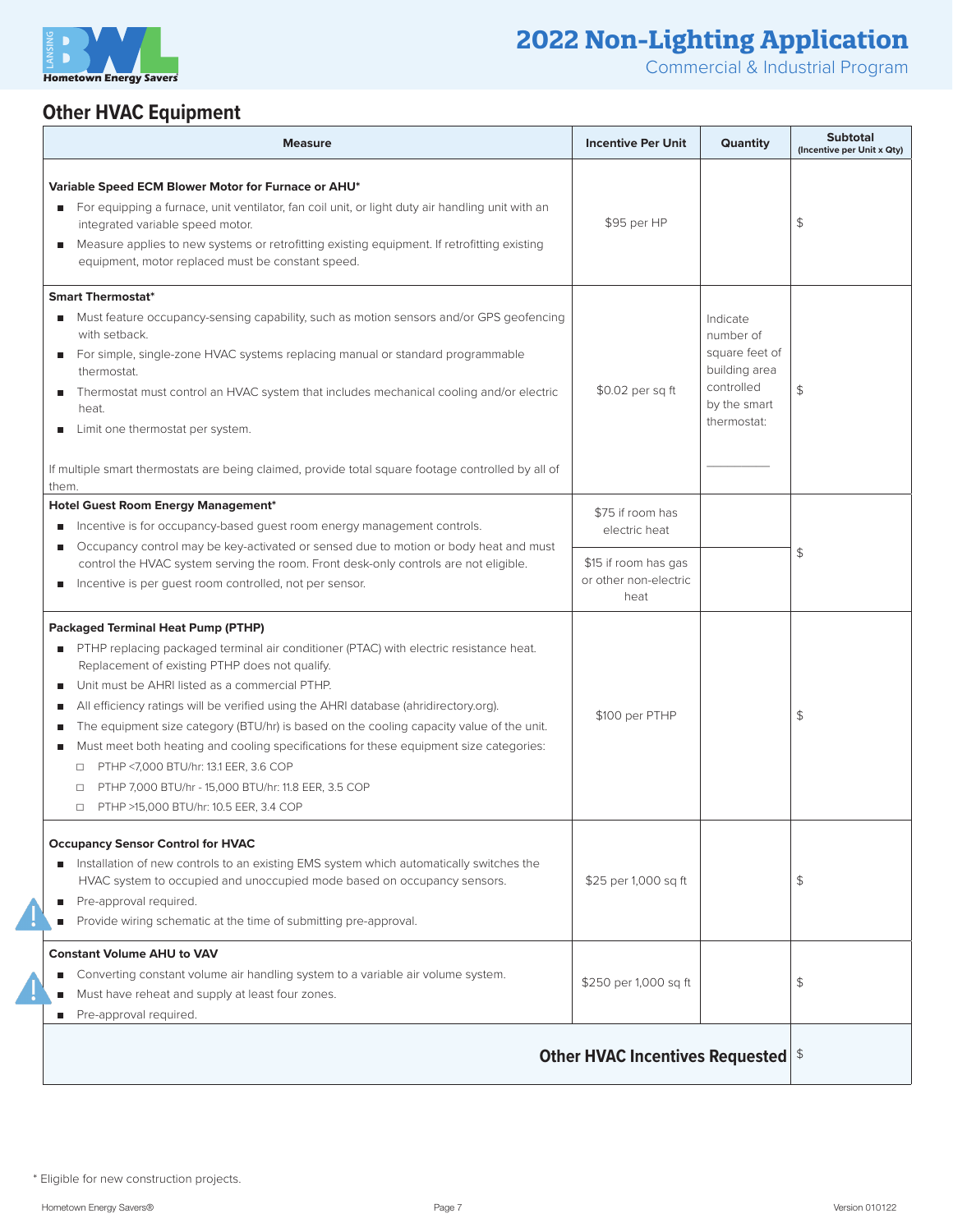## Other HVAC Equipment

| Measure | Incentive Per Unit | Quantity | Subtotal (Incentive per Unit x Qty) |
|---|---|---|---|
| **Variable Speed ECM Blower Motor for Furnace or AHU***<br>■ For equipping a furnace, unit ventilator, fan coil unit, or light duty air handling unit with an integrated variable speed motor.<br>■ Measure applies to new systems or retrofitting existing equipment. If retrofitting existing equipment, motor replaced must be constant speed. | $95 per HP | | $ |
| **Smart Thermostat***<br>■ Must feature occupancy-sensing capability, such as motion sensors and/or GPS geofencing with setback.<br>■ For simple, single-zone HVAC systems replacing manual or standard programmable thermostat.<br>■ Thermostat must control an HVAC system that includes mechanical cooling and/or electric heat.<br>■ Limit one thermostat per system.<br><br>If multiple smart thermostats are being claimed, provide total square footage controlled by all of them. | $0.02 per sq ft | Indicate number of square feet of building area controlled by the smart thermostat:<br>\_\_\_\_\_\_\_\_\_\_ | $ |
| **Hotel Guest Room Energy Management***<br>■ Incentive is for occupancy-based guest room energy management controls.<br>■ Occupancy control may be key-activated or sensed due to motion or body heat and must control the HVAC system serving the room. Front desk-only controls are not eligible.<br>■ Incentive is per guest room controlled, not per sensor. | $75 if room has electric heat | | $ |
| | $15 if room has gas or other non-electric heat | | |
| **Packaged Terminal Heat Pump (PTHP)**<br>■ PTHP replacing packaged terminal air conditioner (PTAC) with electric resistance heat. Replacement of existing PTHP does not qualify.<br>■ Unit must be AHRI listed as a commercial PTHP.<br>■ All efficiency ratings will be verified using the AHRI database (ahridirectory.org).<br>■ The equipment size category (BTU/hr) is based on the cooling capacity value of the unit.<br>■ Must meet both heating and cooling specifications for these equipment size categories:<br>□ PTHP <7,000 BTU/hr: 13.1 EER, 3.6 COP<br>□ PTHP 7,000 BTU/hr - 15,000 BTU/hr: 11.8 EER, 3.5 COP<br>□ PTHP >15,000 BTU/hr: 10.5 EER, 3.4 COP | $100 per PTHP | | $ |
| **Occupancy Sensor Control for HVAC**<br>■ Installation of new controls to an existing EMS system which automatically switches the HVAC system to occupied and unoccupied mode based on occupancy sensors.<br>■ Pre-approval required.<br>■ Provide wiring schematic at the time of submitting pre-approval. | $25 per 1,000 sq ft | | $ |
| **Constant Volume AHU to VAV**<br>■ Converting constant volume air handling system to a variable air volume system.<br>■ Must have reheat and supply at least four zones.<br>■ Pre-approval required. | $250 per 1,000 sq ft | | $ |
| | | **Other HVAC Incentives Requested** | $ |

\* Eligible for new construction projects.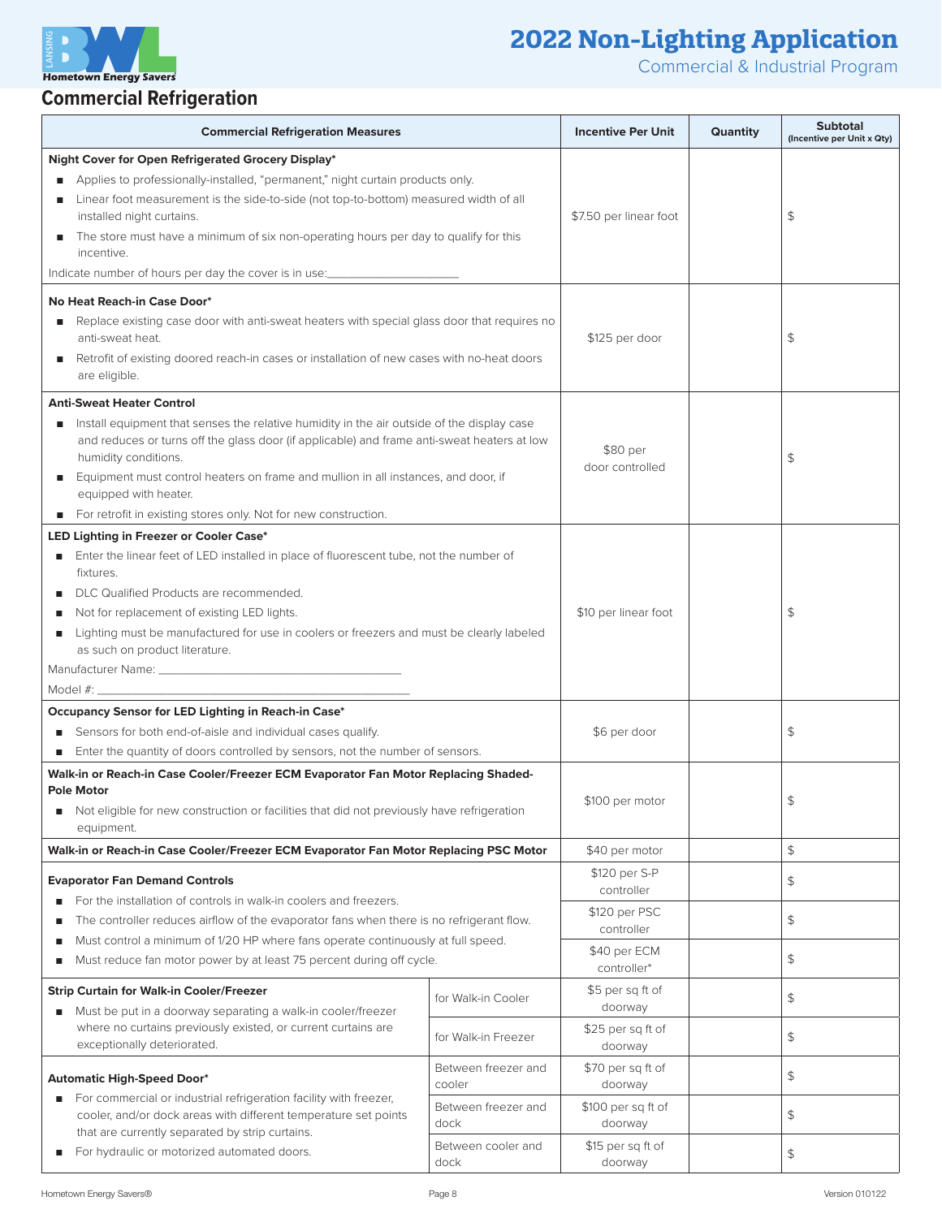## 2022 Non-Lighting Application

Commercial & Industrial Program

## Commercial Refrigeration

| Commercial Refrigeration Measures | | Incentive Per Unit | Quantity | Subtotal (Incentive per Unit x Qty) |
|---|---|---|---|---|
| **Night Cover for Open Refrigerated Grocery Display*** <br> ■ Applies to professionally-installed, "permanent," night curtain products only. <br> ■ Linear foot measurement is the side-to-side (not top-to-bottom) measured width of all installed night curtains. <br> ■ The store must have a minimum of six non-operating hours per day to qualify for this incentive. <br> Indicate number of hours per day the cover is in use:___________________ | | $7.50 per linear foot | | $ |
| **No Heat Reach-in Case Door*** <br> ■ Replace existing case door with anti-sweat heaters with special glass door that requires no anti-sweat heat. <br> ■ Retrofit of existing doored reach-in cases or installation of new cases with no-heat doors are eligible. | | $125 per door | | $ |
| **Anti-Sweat Heater Control** <br> ■ Install equipment that senses the relative humidity in the air outside of the display case and reduces or turns off the glass door (if applicable) and frame anti-sweat heaters at low humidity conditions. <br> ■ Equipment must control heaters on frame and mullion in all instances, and door, if equipped with heater. <br> ■ For retrofit in existing stores only. Not for new construction. | | $80 per door controlled | | $ |
| **LED Lighting in Freezer or Cooler Case*** <br> ■ Enter the linear feet of LED installed in place of fluorescent tube, not the number of fixtures. <br> ■ DLC Qualified Products are recommended. <br> ■ Not for replacement of existing LED lights. <br> ■ Lighting must be manufactured for use in coolers or freezers and must be clearly labeled as such on product literature. <br> Manufacturer Name: ___________________________________ <br> Model #: _____________________________________________ | | $10 per linear foot | | $ |
| **Occupancy Sensor for LED Lighting in Reach-in Case*** <br> ■ Sensors for both end-of-aisle and individual cases qualify. <br> ■ Enter the quantity of doors controlled by sensors, not the number of sensors. | | $6 per door | | $ |
| **Walk-in or Reach-in Case Cooler/Freezer ECM Evaporator Fan Motor Replacing Shaded-Pole Motor** <br> ■ Not eligible for new construction or facilities that did not previously have refrigeration equipment. | | $100 per motor | | $ |
| **Walk-in or Reach-in Case Cooler/Freezer ECM Evaporator Fan Motor Replacing PSC Motor** | | $40 per motor | | $ |
| **Evaporator Fan Demand Controls** <br> ■ For the installation of controls in walk-in coolers and freezers. <br> ■ The controller reduces airflow of the evaporator fans when there is no refrigerant flow. <br> ■ Must control a minimum of 1/20 HP where fans operate continuously at full speed. <br> ■ Must reduce fan motor power by at least 75 percent during off cycle. | | $120 per S-P controller | | $ |
| | | $120 per PSC controller | | $ |
| | | $40 per ECM controller* | | $ |
| **Strip Curtain for Walk-in Cooler/Freezer** <br> ■ Must be put in a doorway separating a walk-in cooler/freezer where no curtains previously existed, or current curtains are exceptionally deteriorated. | for Walk-in Cooler | $5 per sq ft of doorway | | $ |
| | for Walk-in Freezer | $25 per sq ft of doorway | | $ |
| **Automatic High-Speed Door*** <br> ■ For commercial or industrial refrigeration facility with freezer, cooler, and/or dock areas with different temperature set points that are currently separated by strip curtains. <br> ■ For hydraulic or motorized automated doors. | Between freezer and cooler | $70 per sq ft of doorway | | $ |
| | Between freezer and dock | $100 per sq ft of doorway | | $ |
| | Between cooler and dock | $15 per sq ft of doorway | | $ |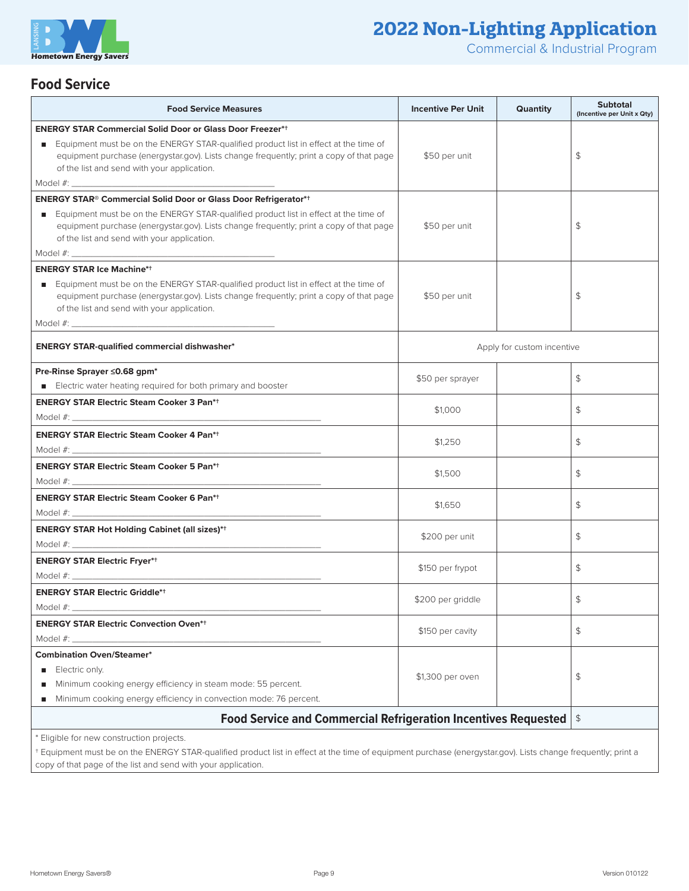# 2022 Non-Lighting Application

Commercial & Industrial Program

## Food Service

| Food Service Measures | Incentive Per Unit | Quantity | Subtotal (Incentive per Unit x Qty) |
|---|---|---|---|
| **ENERGY STAR Commercial Solid Door or Glass Door Freezer*†**<br>■ Equipment must be on the ENERGY STAR-qualified product list in effect at the time of equipment purchase (energystar.gov). Lists change frequently; print a copy of that page of the list and send with your application.<br>Model #: ______ | $50 per unit | | $ |
| **ENERGY STAR® Commercial Solid Door or Glass Door Refrigerator*†**<br>■ Equipment must be on the ENERGY STAR-qualified product list in effect at the time of equipment purchase (energystar.gov). Lists change frequently; print a copy of that page of the list and send with your application.<br>Model #: ______ | $50 per unit | | $ |
| **ENERGY STAR Ice Machine*†**<br>■ Equipment must be on the ENERGY STAR-qualified product list in effect at the time of equipment purchase (energystar.gov). Lists change frequently; print a copy of that page of the list and send with your application.<br>Model #: ______ | $50 per unit | | $ |
| **ENERGY STAR-qualified commercial dishwasher*** | Apply for custom incentive | | |
| **Pre-Rinse Sprayer ≤0.68 gpm***<br>■ Electric water heating required for both primary and booster | $50 per sprayer | | $ |
| **ENERGY STAR Electric Steam Cooker 3 Pan*†**<br>Model #: ______ | $1,000 | | $ |
| **ENERGY STAR Electric Steam Cooker 4 Pan*†**<br>Model #: ______ | $1,250 | | $ |
| **ENERGY STAR Electric Steam Cooker 5 Pan*†**<br>Model #: ______ | $1,500 | | $ |
| **ENERGY STAR Electric Steam Cooker 6 Pan*†**<br>Model #: ______ | $1,650 | | $ |
| **ENERGY STAR Hot Holding Cabinet (all sizes)*†**<br>Model #: ______ | $200 per unit | | $ |
| **ENERGY STAR Electric Fryer*†**<br>Model #: ______ | $150 per frypot | | $ |
| **ENERGY STAR Electric Griddle*†**<br>Model #: ______ | $200 per griddle | | $ |
| **ENERGY STAR Electric Convection Oven*†**<br>Model #: ______ | $150 per cavity | | $ |
| **Combination Oven/Steamer***<br>■ Electric only.<br>■ Minimum cooking energy efficiency in steam mode: 55 percent.<br>■ Minimum cooking energy efficiency in convection mode: 76 percent. | $1,300 per oven | | $ |
| **Food Service and Commercial Refrigeration Incentives Requested** | | | $ |

* Eligible for new construction projects.

† Equipment must be on the ENERGY STAR-qualified product list in effect at the time of equipment purchase (energystar.gov). Lists change frequently; print a copy of that page of the list and send with your application.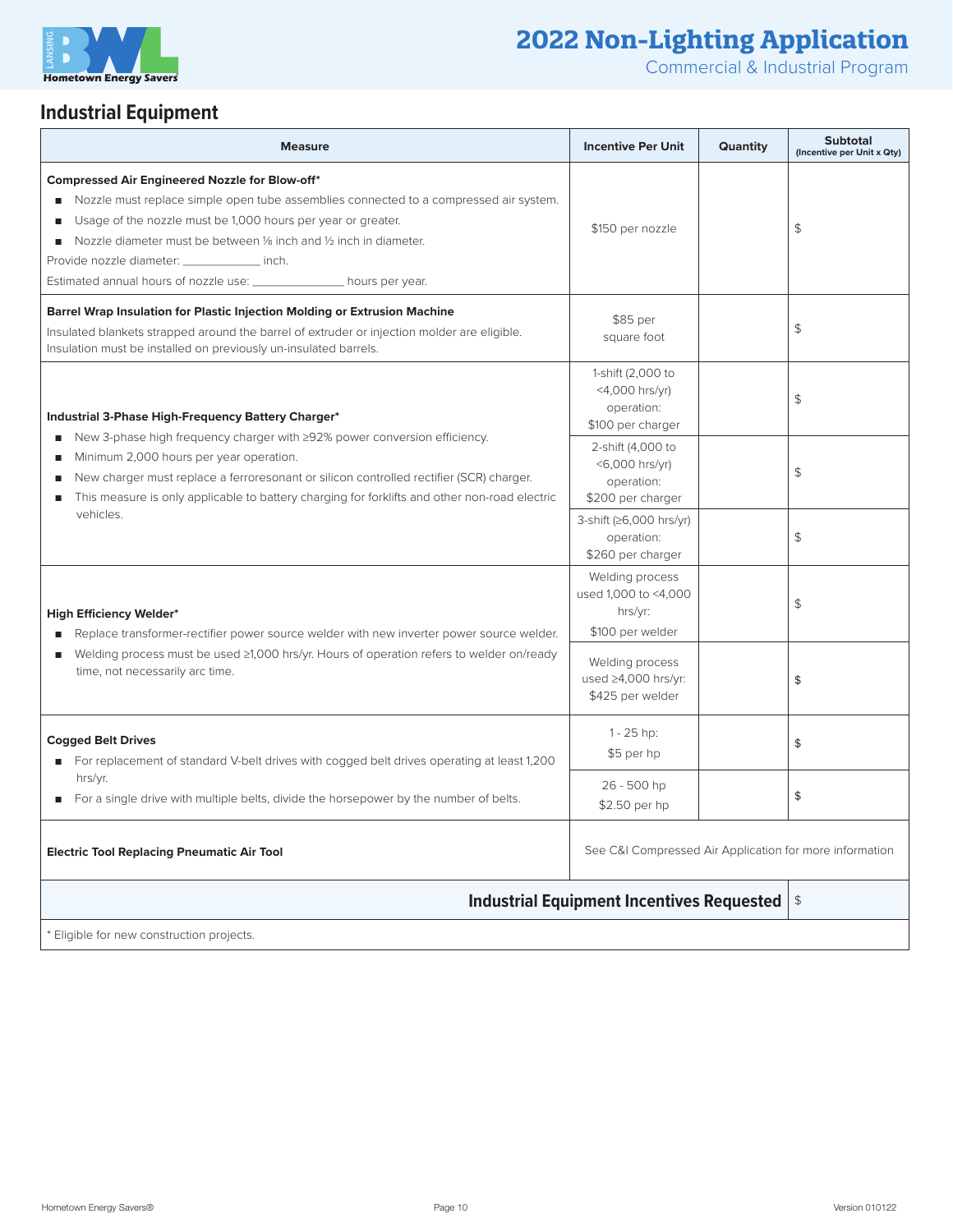## Industrial Equipment

| Measure | Incentive Per Unit | Quantity | Subtotal (Incentive per Unit x Qty) |
|---|---|---|---|
| **Compressed Air Engineered Nozzle for Blow-off*** <br> ■ Nozzle must replace simple open tube assemblies connected to a compressed air system. <br> ■ Usage of the nozzle must be 1,000 hours per year or greater. <br> ■ Nozzle diameter must be between ⅛ inch and ½ inch in diameter. <br> Provide nozzle diameter: ____________ inch. <br> Estimated annual hours of nozzle use: ______________ hours per year. | $150 per nozzle | | $ |
| **Barrel Wrap Insulation for Plastic Injection Molding or Extrusion Machine** <br> Insulated blankets strapped around the barrel of extruder or injection molder are eligible. Insulation must be installed on previously un-insulated barrels. | $85 per square foot | | $ |
| **Industrial 3-Phase High-Frequency Battery Charger*** <br> ■ New 3-phase high frequency charger with ≥92% power conversion efficiency. <br> ■ Minimum 2,000 hours per year operation. <br> ■ New charger must replace a ferroresonant or silicon controlled rectifier (SCR) charger. <br> ■ This measure is only applicable to battery charging for forklifts and other non-road electric vehicles. | 1-shift (2,000 to <4,000 hrs/yr) operation: $100 per charger | | $ |
| | 2-shift (4,000 to <6,000 hrs/yr) operation: $200 per charger | | $ |
| | 3-shift (≥6,000 hrs/yr) operation: $260 per charger | | $ |
| **High Efficiency Welder*** <br> ■ Replace transformer-rectifier power source welder with new inverter power source welder. <br> ■ Welding process must be used ≥1,000 hrs/yr. Hours of operation refers to welder on/ready time, not necessarily arc time. | Welding process used 1,000 to <4,000 hrs/yr: $100 per welder | | $ |
| | Welding process used ≥4,000 hrs/yr: $425 per welder | | $ |
| **Cogged Belt Drives** <br> ■ For replacement of standard V-belt drives with cogged belt drives operating at least 1,200 hrs/yr. <br> ■ For a single drive with multiple belts, divide the horsepower by the number of belts. | 1 - 25 hp: $5 per hp | | $ |
| | 26 - 500 hp $2.50 per hp | | $ |
| **Electric Tool Replacing Pneumatic Air Tool** | See C&I Compressed Air Application for more information | | |
| | | **Industrial Equipment Incentives Requested** | $ |

\* Eligible for new construction projects.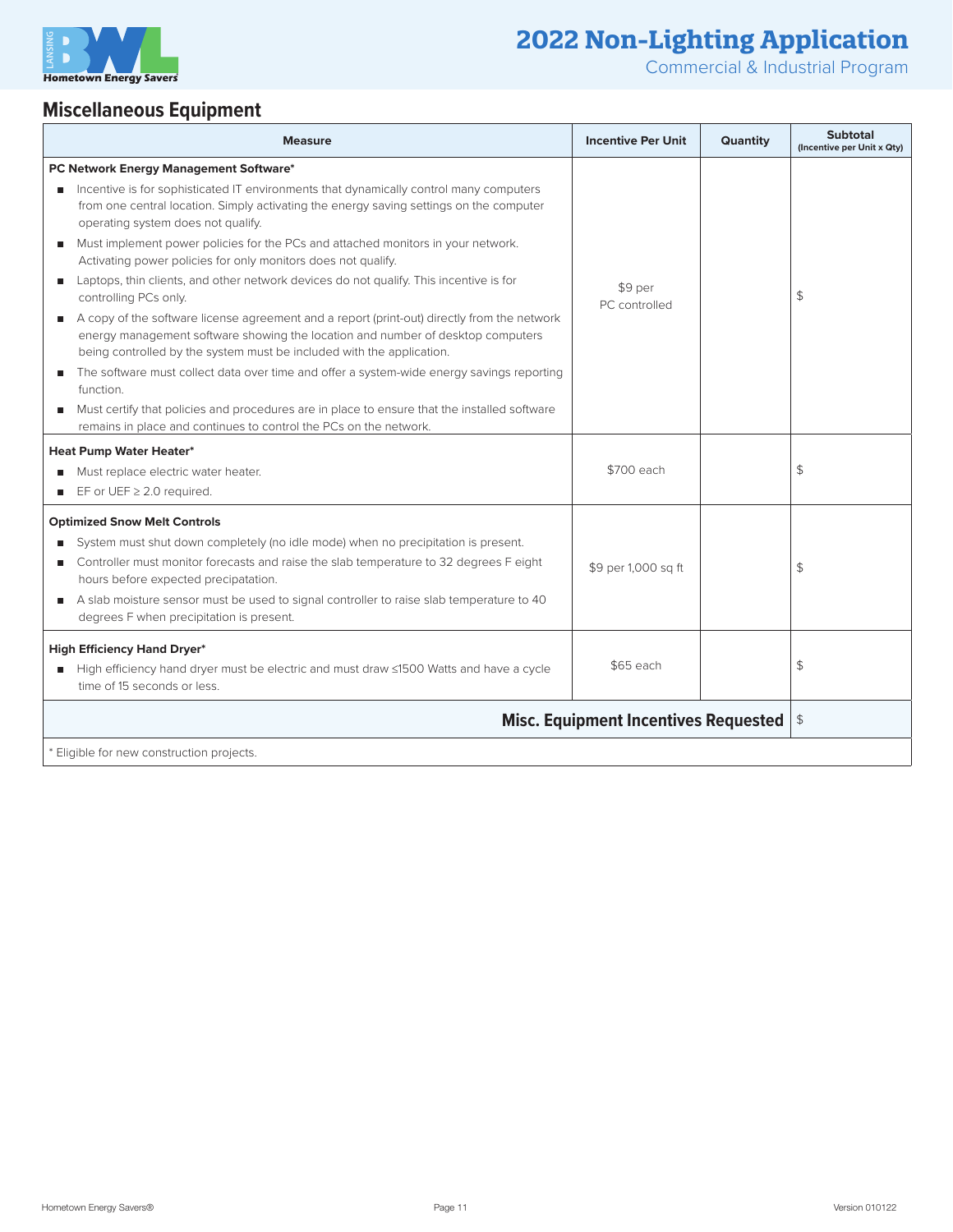# 2022 Non-Lighting Application

Commercial & Industrial Program

## Miscellaneous Equipment

| Measure | Incentive Per Unit | Quantity | Subtotal (Incentive per Unit x Qty) |
|---|---|---|---|
| **PC Network Energy Management Software***<br>■ Incentive is for sophisticated IT environments that dynamically control many computers from one central location. Simply activating the energy saving settings on the computer operating system does not qualify.<br>■ Must implement power policies for the PCs and attached monitors in your network. Activating power policies for only monitors does not qualify.<br>■ Laptops, thin clients, and other network devices do not qualify. This incentive is for controlling PCs only.<br>■ A copy of the software license agreement and a report (print-out) directly from the network energy management software showing the location and number of desktop computers being controlled by the system must be included with the application.<br>■ The software must collect data over time and offer a system-wide energy savings reporting function.<br>■ Must certify that policies and procedures are in place to ensure that the installed software remains in place and continues to control the PCs on the network. | $9 per PC controlled | | $ |
| **Heat Pump Water Heater***<br>■ Must replace electric water heater.<br>■ EF or UEF ≥ 2.0 required. | $700 each | | $ |
| **Optimized Snow Melt Controls**<br>■ System must shut down completely (no idle mode) when no precipitation is present.<br>■ Controller must monitor forecasts and raise the slab temperature to 32 degrees F eight hours before expected precipatation.<br>■ A slab moisture sensor must be used to signal controller to raise slab temperature to 40 degrees F when precipitation is present. | $9 per 1,000 sq ft | | $ |
| **High Efficiency Hand Dryer***<br>■ High efficiency hand dryer must be electric and must draw ≤1500 Watts and have a cycle time of 15 seconds or less. | $65 each | | $ |
| | | **Misc. Equipment Incentives Requested** | $ |

* Eligible for new construction projects.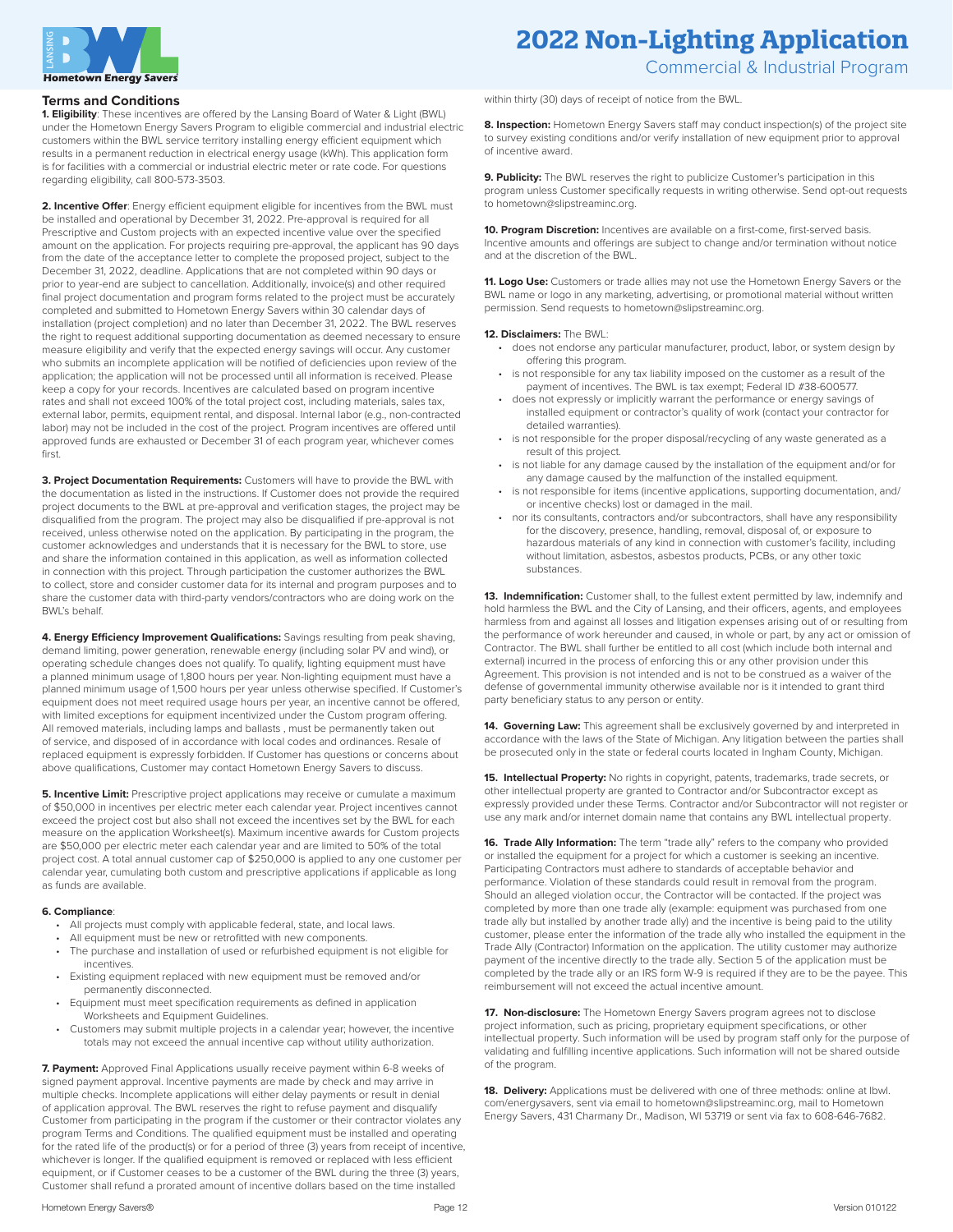# 2022 Non-Lighting Application

## Commercial & Industrial Program

## Terms and Conditions

**1. Eligibility**: These incentives are offered by the Lansing Board of Water & Light (BWL) under the Hometown Energy Savers Program to eligible commercial and industrial electric customers within the BWL service territory installing energy efficient equipment which results in a permanent reduction in electrical energy usage (kWh). This application form is for facilities with a commercial or industrial electric meter or rate code. For questions regarding eligibility, call 800-573-3503.

**2. Incentive Offer**: Energy efficient equipment eligible for incentives from the BWL must be installed and operational by December 31, 2022. Pre-approval is required for all Prescriptive and Custom projects with an expected incentive value over the specified amount on the application. For projects requiring pre-approval, the applicant has 90 days from the date of the acceptance letter to complete the proposed project, subject to the December 31, 2022, deadline. Applications that are not completed within 90 days or prior to year-end are subject to cancellation. Additionally, invoice(s) and other required final project documentation and program forms related to the project must be accurately completed and submitted to Hometown Energy Savers within 30 calendar days of installation (project completion) and no later than December 31, 2022. The BWL reserves the right to request additional supporting documentation as deemed necessary to ensure measure eligibility and verify that the expected energy savings will occur. Any customer who submits an incomplete application will be notified of deficiencies upon review of the application; the application will not be processed until all information is received. Please keep a copy for your records. Incentives are calculated based on program incentive rates and shall not exceed 100% of the total project cost, including materials, sales tax, external labor, permits, equipment rental, and disposal. Internal labor (e.g., non-contracted labor) may not be included in the cost of the project. Program incentives are offered until approved funds are exhausted or December 31 of each program year, whichever comes first.

**3. Project Documentation Requirements:** Customers will have to provide the BWL with the documentation as listed in the instructions. If Customer does not provide the required project documents to the BWL at pre-approval and verification stages, the project may be disqualified from the program. The project may also be disqualified if pre-approval is not received, unless otherwise noted on the application. By participating in the program, the customer acknowledges and understands that it is necessary for the BWL to store, use and share the information contained in this application, as well as information collected in connection with this project. Through participation the customer authorizes the BWL to collect, store and consider customer data for its internal and program purposes and to share the customer data with third-party vendors/contractors who are doing work on the BWL's behalf.

**4. Energy Efficiency Improvement Qualifications:** Savings resulting from peak shaving, demand limiting, power generation, renewable energy (including solar PV and wind), or operating schedule changes does not qualify. To qualify, lighting equipment must have a planned minimum usage of 1,800 hours per year. Non-lighting equipment must have a planned minimum usage of 1,500 hours per year unless otherwise specified. If Customer's equipment does not meet required usage hours per year, an incentive cannot be offered, with limited exceptions for equipment incentivized under the Custom program offering. All removed materials, including lamps and ballasts , must be permanently taken out of service, and disposed of in accordance with local codes and ordinances. Resale of replaced equipment is expressly forbidden. If Customer has questions or concerns about above qualifications, Customer may contact Hometown Energy Savers to discuss.

**5. Incentive Limit:** Prescriptive project applications may receive or cumulate a maximum of $50,000 in incentives per electric meter each calendar year. Project incentives cannot exceed the project cost but also shall not exceed the incentives set by the BWL for each measure on the application Worksheet(s). Maximum incentive awards for Custom projects are $50,000 per electric meter each calendar year and are limited to 50% of the total project cost. A total annual customer cap of $250,000 is applied to any one customer per calendar year, cumulating both custom and prescriptive applications if applicable as long as funds are available.

**6. Compliance**:

- All projects must comply with applicable federal, state, and local laws.
- All equipment must be new or retrofitted with new components.
- The purchase and installation of used or refurbished equipment is not eligible for incentives.
- Existing equipment replaced with new equipment must be removed and/or permanently disconnected.
- Equipment must meet specification requirements as defined in application Worksheets and Equipment Guidelines.
- Customers may submit multiple projects in a calendar year; however, the incentive totals may not exceed the annual incentive cap without utility authorization.

**7. Payment:** Approved Final Applications usually receive payment within 6-8 weeks of signed payment approval. Incentive payments are made by check and may arrive in multiple checks. Incomplete applications will either delay payments or result in denial of application approval. The BWL reserves the right to refuse payment and disqualify Customer from participating in the program if the customer or their contractor violates any program Terms and Conditions. The qualified equipment must be installed and operating for the rated life of the product(s) or for a period of three (3) years from receipt of incentive, whichever is longer. If the qualified equipment is removed or replaced with less efficient equipment, or if Customer ceases to be a customer of the BWL during the three (3) years, Customer shall refund a prorated amount of incentive dollars based on the time installed within thirty (30) days of receipt of notice from the BWL.

**8. Inspection:** Hometown Energy Savers staff may conduct inspection(s) of the project site to survey existing conditions and/or verify installation of new equipment prior to approval of incentive award.

**9. Publicity:** The BWL reserves the right to publicize Customer's participation in this program unless Customer specifically requests in writing otherwise. Send opt-out requests to hometown@slipstreaminc.org.

**10. Program Discretion:** Incentives are available on a first-come, first-served basis. Incentive amounts and offerings are subject to change and/or termination without notice and at the discretion of the BWL.

**11. Logo Use:** Customers or trade allies may not use the Hometown Energy Savers or the BWL name or logo in any marketing, advertising, or promotional material without written permission. Send requests to hometown@slipstreaminc.org.

**12. Disclaimers:** The BWL:

- does not endorse any particular manufacturer, product, labor, or system design by offering this program.
- is not responsible for any tax liability imposed on the customer as a result of the payment of incentives. The BWL is tax exempt; Federal ID #38-600577.
- does not expressly or implicitly warrant the performance or energy savings of installed equipment or contractor's quality of work (contact your contractor for detailed warranties).
- is not responsible for the proper disposal/recycling of any waste generated as a result of this project.
- is not liable for any damage caused by the installation of the equipment and/or for any damage caused by the malfunction of the installed equipment.
- is not responsible for items (incentive applications, supporting documentation, and/or incentive checks) lost or damaged in the mail.
- nor its consultants, contractors and/or subcontractors, shall have any responsibility for the discovery, presence, handling, removal, disposal of, or exposure to hazardous materials of any kind in connection with customer's facility, including without limitation, asbestos, asbestos products, PCBs, or any other toxic substances.

**13. Indemnification:** Customer shall, to the fullest extent permitted by law, indemnify and hold harmless the BWL and the City of Lansing, and their officers, agents, and employees harmless from and against all losses and litigation expenses arising out of or resulting from the performance of work hereunder and caused, in whole or part, by any act or omission of Contractor. The BWL shall further be entitled to all cost (which include both internal and external) incurred in the process of enforcing this or any other provision under this Agreement. This provision is not intended and is not to be construed as a waiver of the defense of governmental immunity otherwise available nor is it intended to grant third party beneficiary status to any person or entity.

**14. Governing Law:** This agreement shall be exclusively governed by and interpreted in accordance with the laws of the State of Michigan. Any litigation between the parties shall be prosecuted only in the state or federal courts located in Ingham County, Michigan.

**15. Intellectual Property:** No rights in copyright, patents, trademarks, trade secrets, or other intellectual property are granted to Contractor and/or Subcontractor except as expressly provided under these Terms. Contractor and/or Subcontractor will not register or use any mark and/or internet domain name that contains any BWL intellectual property.

**16. Trade Ally Information:** The term "trade ally" refers to the company who provided or installed the equipment for a project for which a customer is seeking an incentive. Participating Contractors must adhere to standards of acceptable behavior and performance. Violation of these standards could result in removal from the program. Should an alleged violation occur, the Contractor will be contacted. If the project was completed by more than one trade ally (example: equipment was purchased from one trade ally but installed by another trade ally) and the incentive is being paid to the utility customer, please enter the information of the trade ally who installed the equipment in the Trade Ally (Contractor) Information on the application. The utility customer may authorize payment of the incentive directly to the trade ally. Section 5 of the application must be completed by the trade ally or an IRS form W-9 is required if they are to be the payee. This reimbursement will not exceed the actual incentive amount.

**17. Non-disclosure:** The Hometown Energy Savers program agrees not to disclose project information, such as pricing, proprietary equipment specifications, or other intellectual property. Such information will be used by program staff only for the purpose of validating and fulfilling incentive applications. Such information will not be shared outside of the program.

**18. Delivery:** Applications must be delivered with one of three methods: online at lbwl.com/energysavers, sent via email to hometown@slipstreaminc.org, mail to Hometown Energy Savers, 431 Charmany Dr., Madison, WI 53719 or sent via fax to 608-646-7682.